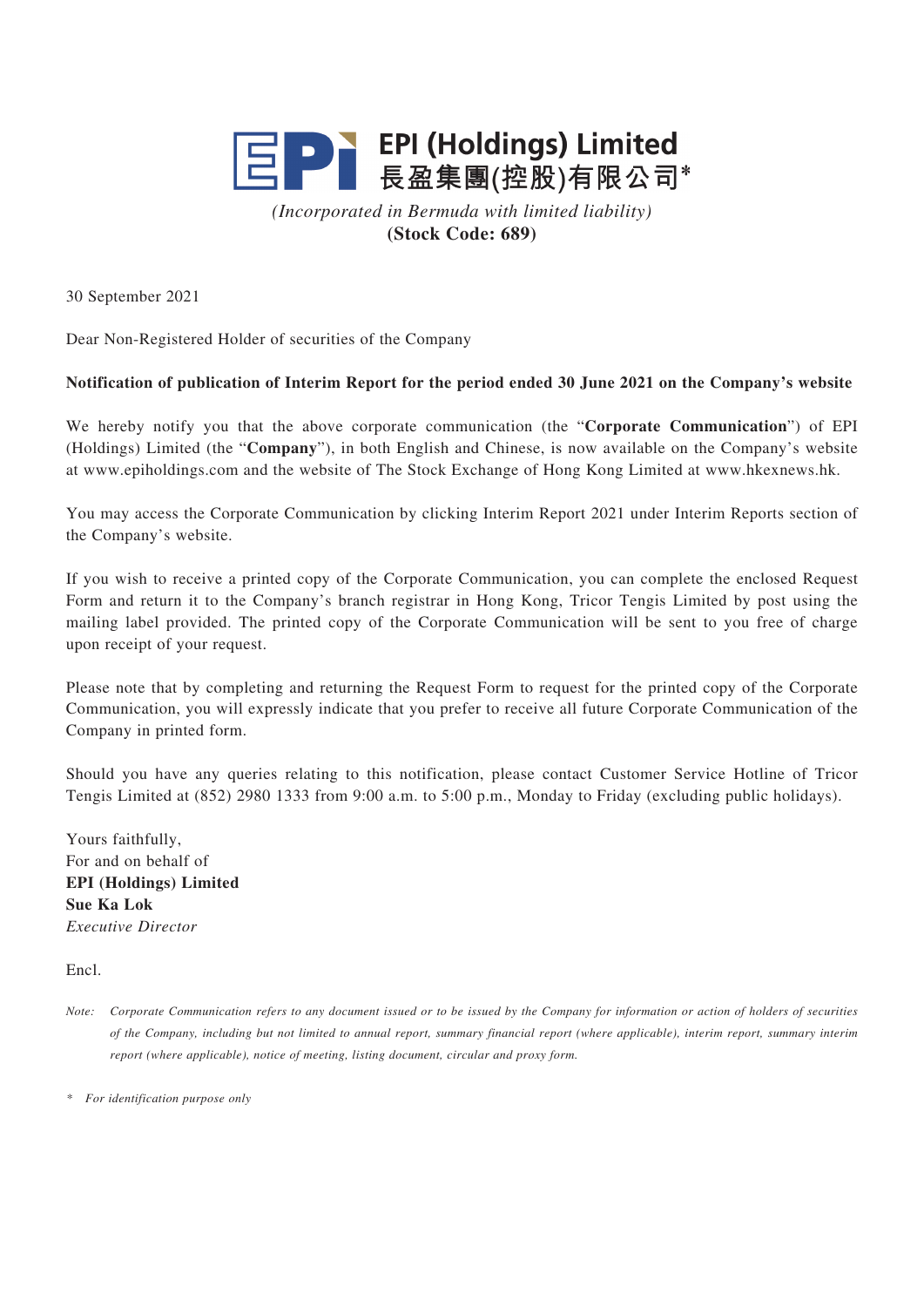# EPI (Holdings) Limited
# 長盈集團(控股)有限公司*

*(Incorporated in Bermuda with limited liability)*
**(Stock Code: 689)**

30 September 2021

Dear Non-Registered Holder of securities of the Company

**Notification of publication of Interim Report for the period ended 30 June 2021 on the Company's website**

We hereby notify you that the above corporate communication (the "**Corporate Communication**") of EPI (Holdings) Limited (the "**Company**"), in both English and Chinese, is now available on the Company's website at www.epiholdings.com and the website of The Stock Exchange of Hong Kong Limited at www.hkexnews.hk.

You may access the Corporate Communication by clicking Interim Report 2021 under Interim Reports section of the Company's website.

If you wish to receive a printed copy of the Corporate Communication, you can complete the enclosed Request Form and return it to the Company's branch registrar in Hong Kong, Tricor Tengis Limited by post using the mailing label provided. The printed copy of the Corporate Communication will be sent to you free of charge upon receipt of your request.

Please note that by completing and returning the Request Form to request for the printed copy of the Corporate Communication, you will expressly indicate that you prefer to receive all future Corporate Communication of the Company in printed form.

Should you have any queries relating to this notification, please contact Customer Service Hotline of Tricor Tengis Limited at (852) 2980 1333 from 9:00 a.m. to 5:00 p.m., Monday to Friday (excluding public holidays).

Yours faithfully,
For and on behalf of
**EPI (Holdings) Limited**
**Sue Ka Lok**
*Executive Director*

Encl.

*Note: Corporate Communication refers to any document issued or to be issued by the Company for information or action of holders of securities of the Company, including but not limited to annual report, summary financial report (where applicable), interim report, summary interim report (where applicable), notice of meeting, listing document, circular and proxy form.*

\* *For identification purpose only*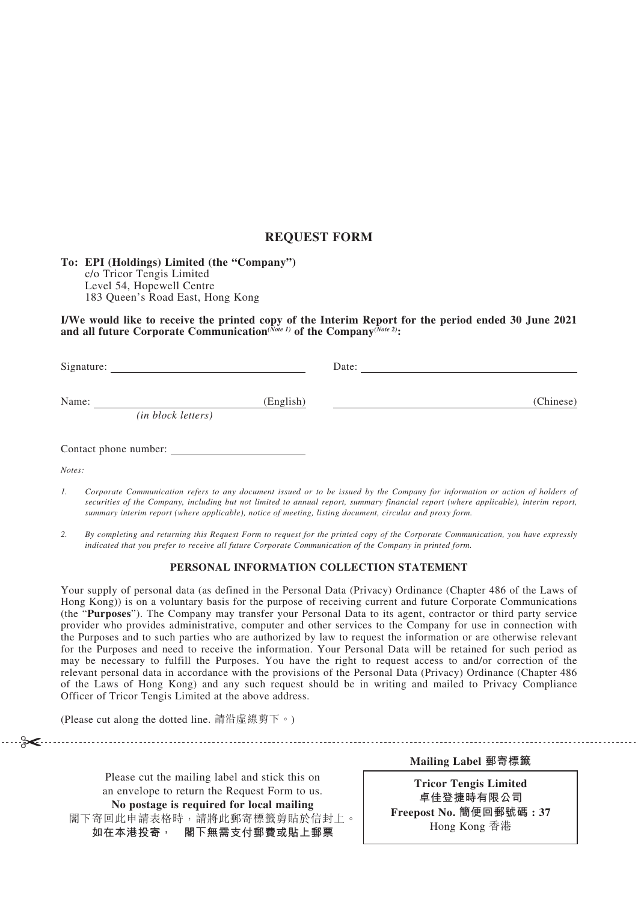# REQUEST FORM

**To: EPI (Holdings) Limited (the "Company")**
c/o Tricor Tengis Limited
Level 54, Hopewell Centre
183 Queen's Road East, Hong Kong

**I/We would like to receive the printed copy of the Interim Report for the period ended 30 June 2021 and all future Corporate Communication*(Note 1)* of the Company*(Note 2)*:**

Signature: \_\_\_\_\_\_\_\_\_\_\_\_\_\_\_\_\_\_\_\_ Date: \_\_\_\_\_\_\_\_\_\_\_\_\_\_\_\_\_\_\_\_

Name: \_\_\_\_\_\_\_\_\_\_\_\_\_\_\_\_\_\_\_\_ (English) \_\_\_\_\_\_\_\_\_\_\_\_\_\_\_\_\_\_\_\_ (Chinese)
*(in block letters)*

Contact phone number: \_\_\_\_\_\_\_\_\_\_\_\_\_\_\_\_\_\_\_\_

*Notes:*

1. *Corporate Communication refers to any document issued or to be issued by the Company for information or action of holders of securities of the Company, including but not limited to annual report, summary financial report (where applicable), interim report, summary interim report (where applicable), notice of meeting, listing document, circular and proxy form.*

2. *By completing and returning this Request Form to request for the printed copy of the Corporate Communication, you have expressly indicated that you prefer to receive all future Corporate Communication of the Company in printed form.*

## PERSONAL INFORMATION COLLECTION STATEMENT

Your supply of personal data (as defined in the Personal Data (Privacy) Ordinance (Chapter 486 of the Laws of Hong Kong)) is on a voluntary basis for the purpose of receiving current and future Corporate Communications (the "**Purposes**"). The Company may transfer your Personal Data to its agent, contractor or third party service provider who provides administrative, computer and other services to the Company for use in connection with the Purposes and to such parties who are authorized by law to request the information or are otherwise relevant for the Purposes and need to receive the information. Your Personal Data will be retained for such period as may be necessary to fulfill the Purposes. You have the right to request access to and/or correction of the relevant personal data in accordance with the provisions of the Personal Data (Privacy) Ordinance (Chapter 486 of the Laws of Hong Kong) and any such request should be in writing and mailed to Privacy Compliance Officer of Tricor Tengis Limited at the above address.

(Please cut along the dotted line. 請沿虛線剪下。)

---

Please cut the mailing label and stick this on an envelope to return the Request Form to us.
**No postage is required for local mailing**
閣下寄回此申請表格時，請將此郵寄標籤剪貼於信封上。
**如在本港投寄， 閣下無需支付郵費或貼上郵票**

**Mailing Label 郵寄標籤**

**Tricor Tengis Limited**
**卓佳登捷時有限公司**
**Freepost No. 簡便回郵號碼：37**
Hong Kong 香港